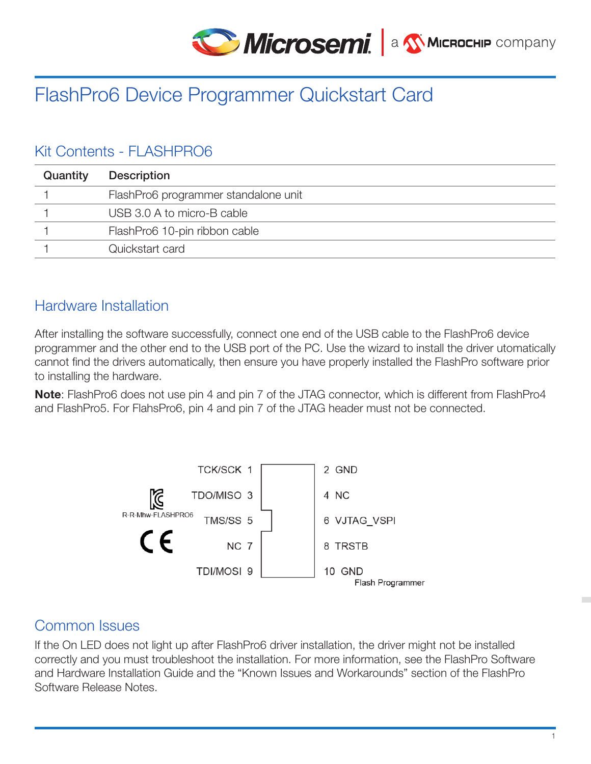# FlashPro6 Device Programmer Quickstart Card

## Kit Contents - FLASHPRO6

| Quantity | Description |
|---|---|
| 1 | FlashPro6 programmer standalone unit |
| 1 | USB 3.0 A to micro-B cable |
| 1 | FlashPro6 10-pin ribbon cable |
| 1 | Quickstart card |

## Hardware Installation

After installing the software successfully, connect one end of the USB cable to the FlashPro6 device programmer and the other end to the USB port of the PC. Use the wizard to install the driver utomatically cannot find the drivers automatically, then ensure you have properly installed the FlashPro software prior to installing the hardware.

**Note**: FlashPro6 does not use pin 4 and pin 7 of the JTAG connector, which is different from FlashPro4 and FlashPro5. For FlahsPro6, pin 4 and pin 7 of the JTAG header must not be connected.

| | | | |
|---|---|---|---|
| TCK/SCK | 1 | 2 | GND |
| TDO/MISO | 3 | 4 | NC |
| TMS/SS | 5 | 6 | VJTAG_VSPI |
| NC | 7 | 8 | TRSTB |
| TDI/MOSI | 9 | 10 | GND |

Flash Programmer

R-R-Mhw-FLASHPRO6

CE

## Common Issues

If the On LED does not light up after FlashPro6 driver installation, the driver might not be installed correctly and you must troubleshoot the installation. For more information, see the FlashPro Software and Hardware Installation Guide and the "Known Issues and Workarounds" section of the FlashPro Software Release Notes.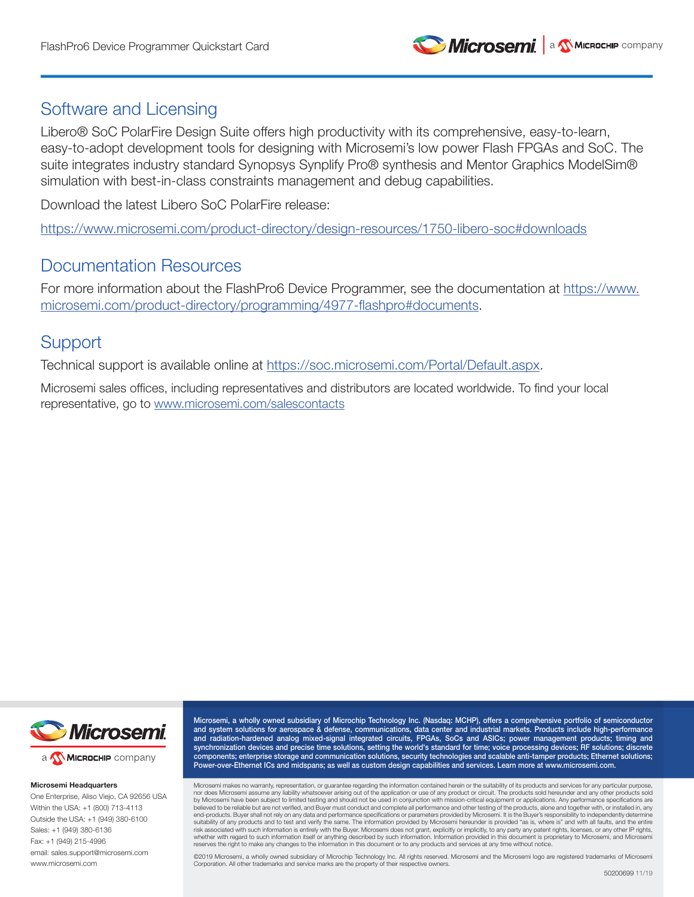## Software and Licensing

Libero® SoC PolarFire Design Suite offers high productivity with its comprehensive, easy-to-learn, easy-to-adopt development tools for designing with Microsemi's low power Flash FPGAs and SoC. The suite integrates industry standard Synopsys Synplify Pro® synthesis and Mentor Graphics ModelSim® simulation with best-in-class constraints management and debug capabilities.

Download the latest Libero SoC PolarFire release:

https://www.microsemi.com/product-directory/design-resources/1750-libero-soc#downloads

## Documentation Resources

For more information about the FlashPro6 Device Programmer, see the documentation at https://www.microsemi.com/product-directory/programming/4977-flashpro#documents.

## Support

Technical support is available online at https://soc.microsemi.com/Portal/Default.aspx.

Microsemi sales offices, including representatives and distributors are located worldwide. To find your local representative, go to www.microsemi.com/salescontacts

Microsemi

a Microchip company

**Microsemi Headquarters**
One Enterprise, Aliso Viejo, CA 92656 USA
Within the USA: +1 (800) 713-4113
Outside the USA: +1 (949) 380-6100
Sales: +1 (949) 380-6136
Fax: +1 (949) 215-4996
email: sales.support@microsemi.com
www.microsemi.com

Microsemi, a wholly owned subsidiary of Microchip Technology Inc. (Nasdaq: MCHP), offers a comprehensive portfolio of semiconductor and system solutions for aerospace & defense, communications, data center and industrial markets. Products include high-performance and radiation-hardened analog mixed-signal integrated circuits, FPGAs, SoCs and ASICs; power management products; timing and synchronization devices and precise time solutions, setting the world's standard for time; voice processing devices; RF solutions; discrete components; enterprise storage and communication solutions, security technologies and scalable anti-tamper products; Ethernet solutions; Power-over-Ethernet ICs and midspans; as well as custom design capabilities and services. Learn more at www.microsemi.com.

Microsemi makes no warranty, representation, or guarantee regarding the information contained herein or the suitability of its products and services for any particular purpose, nor does Microsemi assume any liability whatsoever arising out of the application or use of any product or circuit. The products sold hereunder and any other products sold by Microsemi have been subject to limited testing and should not be used in conjunction with mission-critical equipment or applications. Any performance specifications are believed to be reliable but are not verified, and Buyer must conduct and complete all performance and other testing of the products, alone and together with, or installed in, any end-products. Buyer shall not rely on any data and performance specifications or parameters provided by Microsemi. It is the Buyer's responsibility to independently determine suitability of any products and to test and verify the same. The information provided by Microsemi hereunder is provided "as is, where is" and with all faults, and the entire risk associated with such information is entirely with the Buyer. Microsemi does not grant, explicitly or implicitly, to any party any patent rights, licenses, or any other IP rights, whether with regard to such information itself or anything described by such information. Information provided in this document is proprietary to Microsemi, and Microsemi reserves the right to make any changes to the information in this document or to any products and services at any time without notice.

©2019 Microsemi, a wholly owned subsidiary of Microchip Technology Inc. All rights reserved. Microsemi and the Microsemi logo are registered trademarks of Microsemi Corporation. All other trademarks and service marks are the property of their respective owners.

50200699 11/19